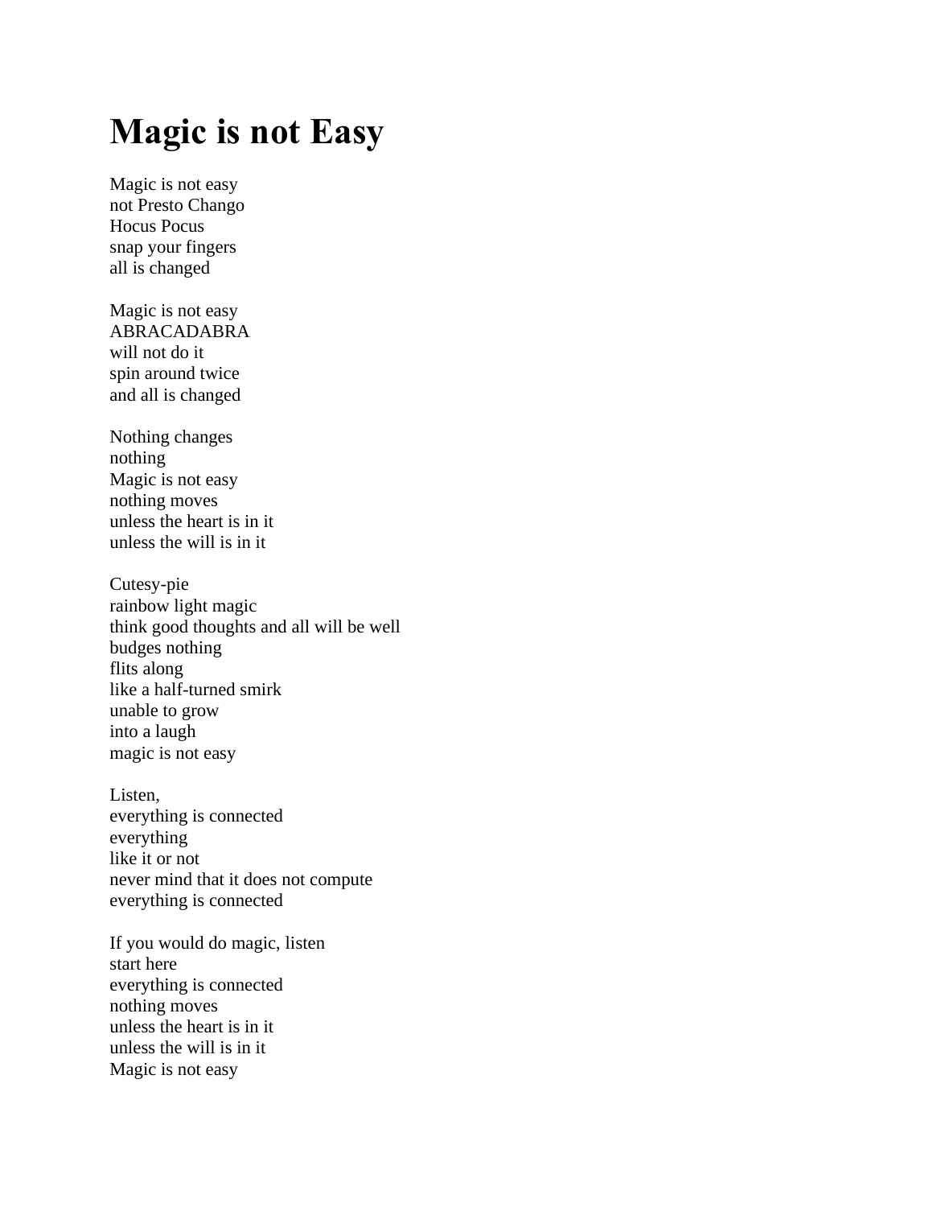# Magic is not Easy

Magic is not easy  
not Presto Chango  
Hocus Pocus  
snap your fingers  
all is changed

Magic is not easy  
ABRACADABRA  
will not do it  
spin around twice  
and all is changed

Nothing changes  
nothing  
Magic is not easy  
nothing moves  
unless the heart is in it  
unless the will is in it

Cutesy-pie  
rainbow light magic  
think good thoughts and all will be well  
budges nothing  
flits along  
like a half-turned smirk  
unable to grow  
into a laugh  
magic is not easy

Listen,  
everything is connected  
everything  
like it or not  
never mind that it does not compute  
everything is connected

If you would do magic, listen  
start here  
everything is connected  
nothing moves  
unless the heart is in it  
unless the will is in it  
Magic is not easy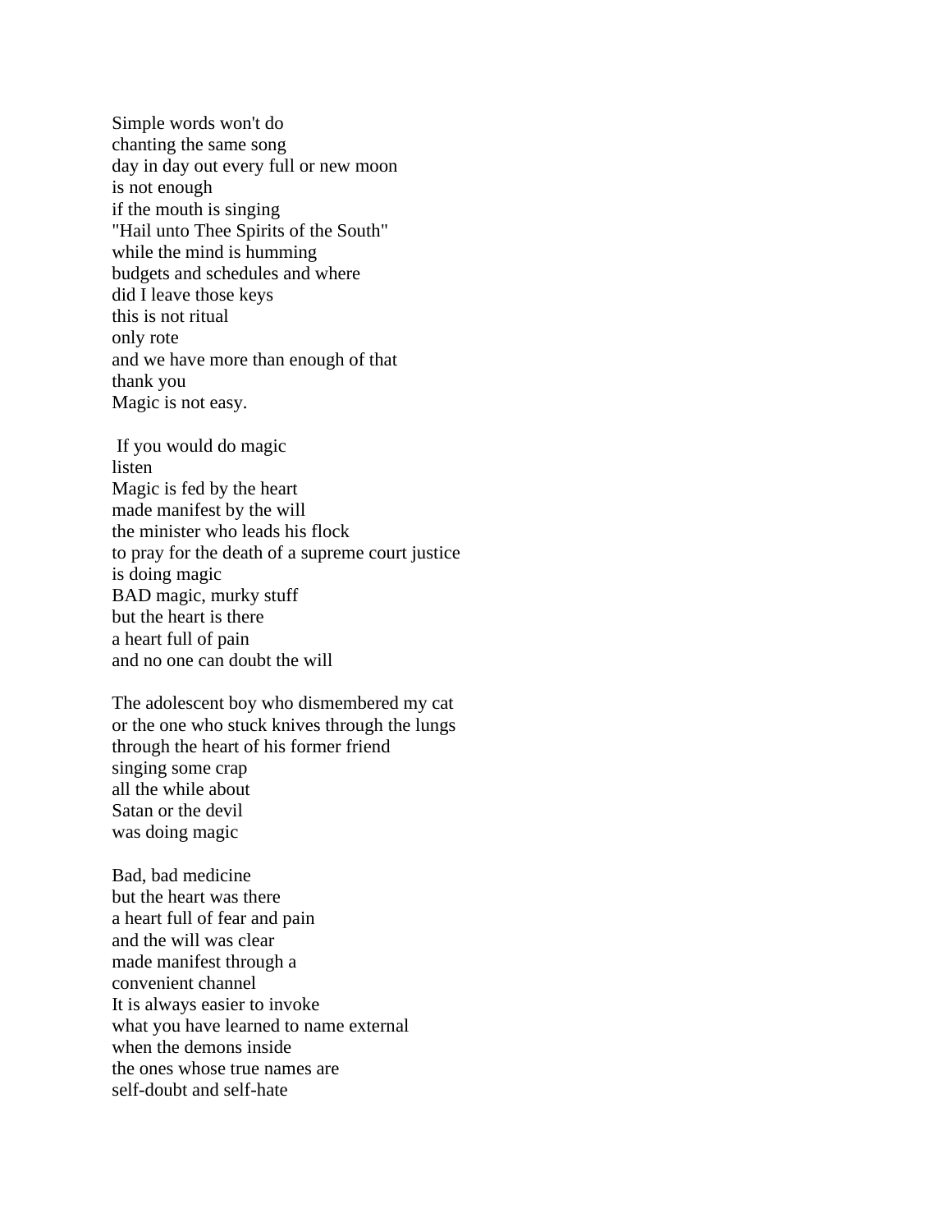Simple words won't do  
chanting the same song  
day in day out every full or new moon  
is not enough  
if the mouth is singing  
"Hail unto Thee Spirits of the South"  
while the mind is humming  
budgets and schedules and where  
did I leave those keys  
this is not ritual  
only rote  
and we have more than enough of that  
thank you  
Magic is not easy.

If you would do magic  
listen  
Magic is fed by the heart  
made manifest by the will  
the minister who leads his flock  
to pray for the death of a supreme court justice  
is doing magic  
BAD magic, murky stuff  
but the heart is there  
a heart full of pain  
and no one can doubt the will

The adolescent boy who dismembered my cat  
or the one who stuck knives through the lungs  
through the heart of his former friend  
singing some crap  
all the while about  
Satan or the devil  
was doing magic

Bad, bad medicine  
but the heart was there  
a heart full of fear and pain  
and the will was clear  
made manifest through a  
convenient channel  
It is always easier to invoke  
what you have learned to name external  
when the demons inside  
the ones whose true names are  
self-doubt and self-hate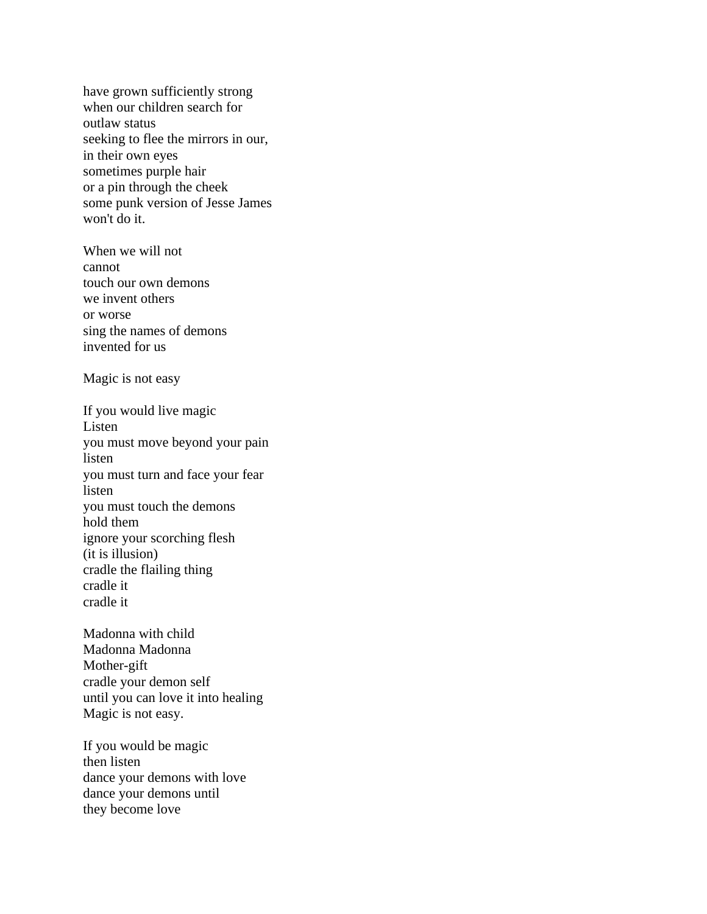have grown sufficiently strong
when our children search for
outlaw status
seeking to flee the mirrors in our,
in their own eyes
sometimes purple hair
or a pin through the cheek
some punk version of Jesse James
won't do it.

When we will not
cannot
touch our own demons
we invent others
or worse
sing the names of demons
invented for us

Magic is not easy

If you would live magic
Listen
you must move beyond your pain
listen
you must turn and face your fear
listen
you must touch the demons
hold them
ignore your scorching flesh
(it is illusion)
cradle the flailing thing
cradle it
cradle it

Madonna with child
Madonna Madonna
Mother-gift
cradle your demon self
until you can love it into healing
Magic is not easy.

If you would be magic
then listen
dance your demons with love
dance your demons until
they become love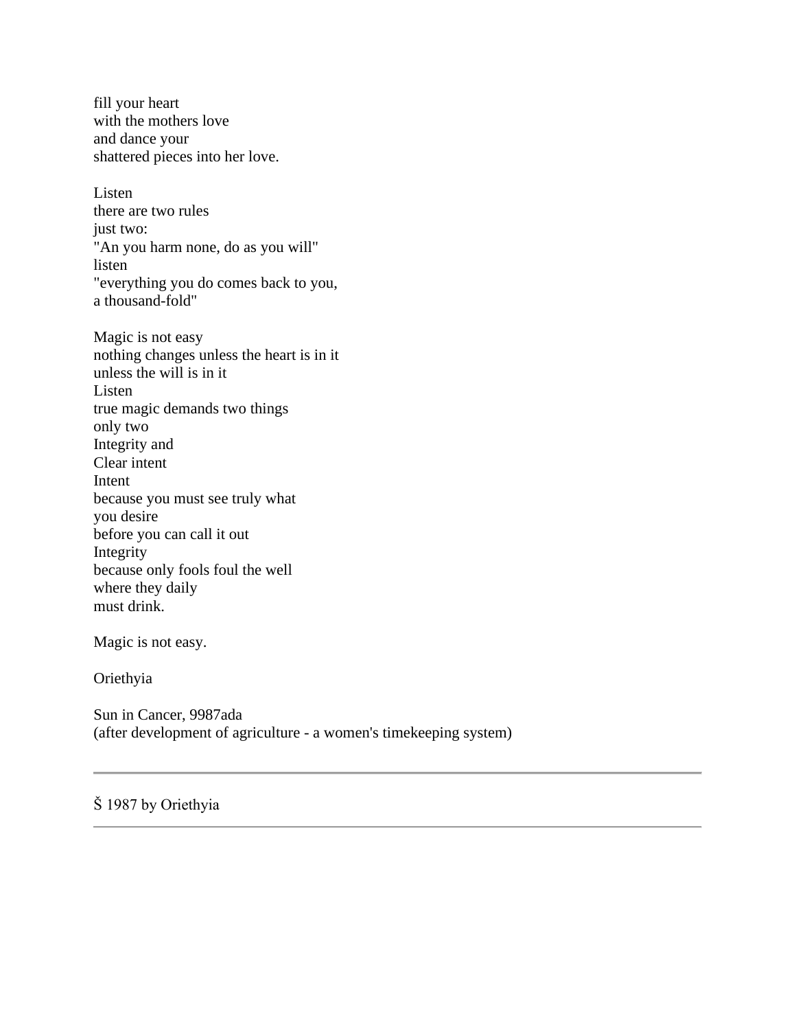fill your heart  
with the mothers love  
and dance your  
shattered pieces into her love.

Listen  
there are two rules  
just two:  
"An you harm none, do as you will"  
listen  
"everything you do comes back to you,  
a thousand-fold"

Magic is not easy  
nothing changes unless the heart is in it  
unless the will is in it  
Listen  
true magic demands two things  
only two  
Integrity and  
Clear intent  
Intent  
because you must see truly what  
you desire  
before you can call it out  
Integrity  
because only fools foul the well  
where they daily  
must drink.

Magic is not easy.

Oriethyia

Sun in Cancer, 9987ada  
(after development of agriculture - a women's timekeeping system)

---

Š 1987 by Oriethyia

---